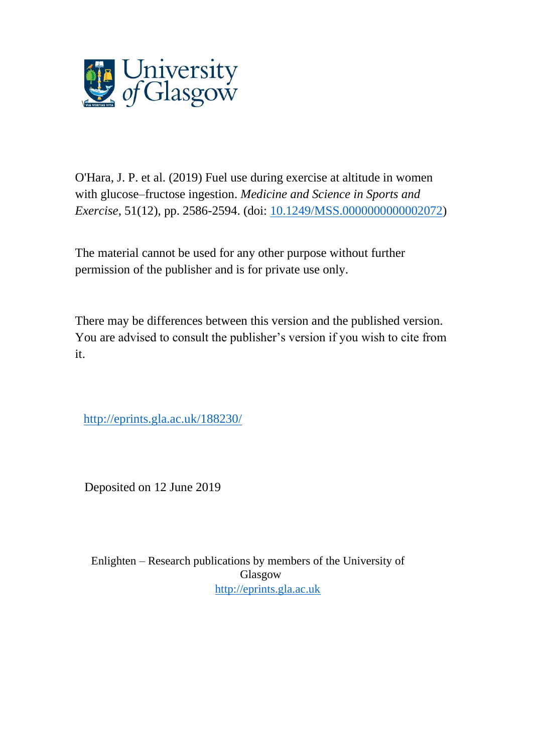O'Hara, J. P. et al. (2019) Fuel use during exercise at altitude in women with glucose–fructose ingestion. *Medicine and Science in Sports and Exercise*, 51(12), pp. 2586-2594. (doi: [10.1249/MSS.0000000000002072](https://doi.org/10.1249/MSS.0000000000002072))

The material cannot be used for any other purpose without further permission of the publisher and is for private use only.

There may be differences between this version and the published version. You are advised to consult the publisher's version if you wish to cite from it.

http://eprints.gla.ac.uk/188230/

Deposited on 12 June 2019

Enlighten – Research publications by members of the University of Glasgow
http://eprints.gla.ac.uk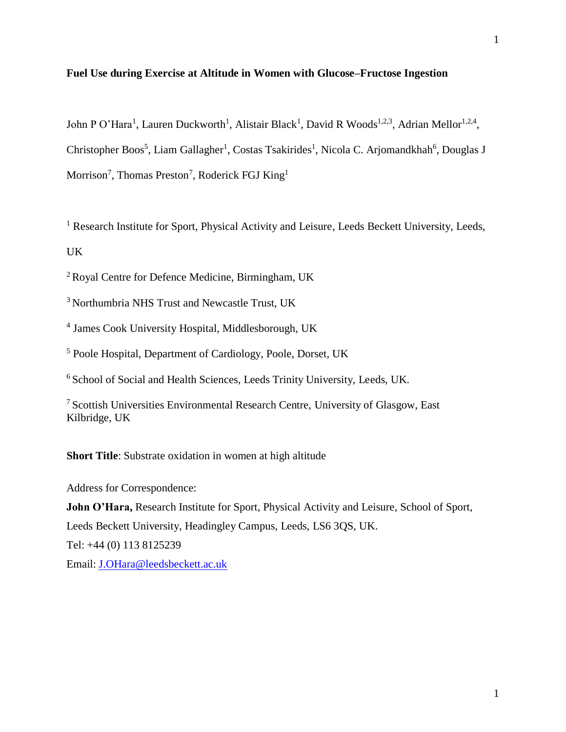**Fuel Use during Exercise at Altitude in Women with Glucose–Fructose Ingestion**

John P O'Hara[1], Lauren Duckworth[1], Alistair Black[1], David R Woods[1,2,3], Adrian Mellor[1,2,4], Christopher Boos[5], Liam Gallagher[1], Costas Tsakirides[1], Nicola C. Arjomandkhah[6], Douglas J Morrison[7], Thomas Preston[7], Roderick FGJ King[1]

[1] Research Institute for Sport, Physical Activity and Leisure, Leeds Beckett University, Leeds, UK

[2] Royal Centre for Defence Medicine, Birmingham, UK

[3] Northumbria NHS Trust and Newcastle Trust, UK

[4] James Cook University Hospital, Middlesborough, UK

[5] Poole Hospital, Department of Cardiology, Poole, Dorset, UK

[6] School of Social and Health Sciences, Leeds Trinity University, Leeds, UK.

[7] Scottish Universities Environmental Research Centre, University of Glasgow, East Kilbridge, UK

**Short Title**: Substrate oxidation in women at high altitude

Address for Correspondence:

**John O'Hara,** Research Institute for Sport, Physical Activity and Leisure, School of Sport, Leeds Beckett University, Headingley Campus, Leeds, LS6 3QS, UK.

Tel: +44 (0) 113 8125239

Email: J.OHara@leedsbeckett.ac.uk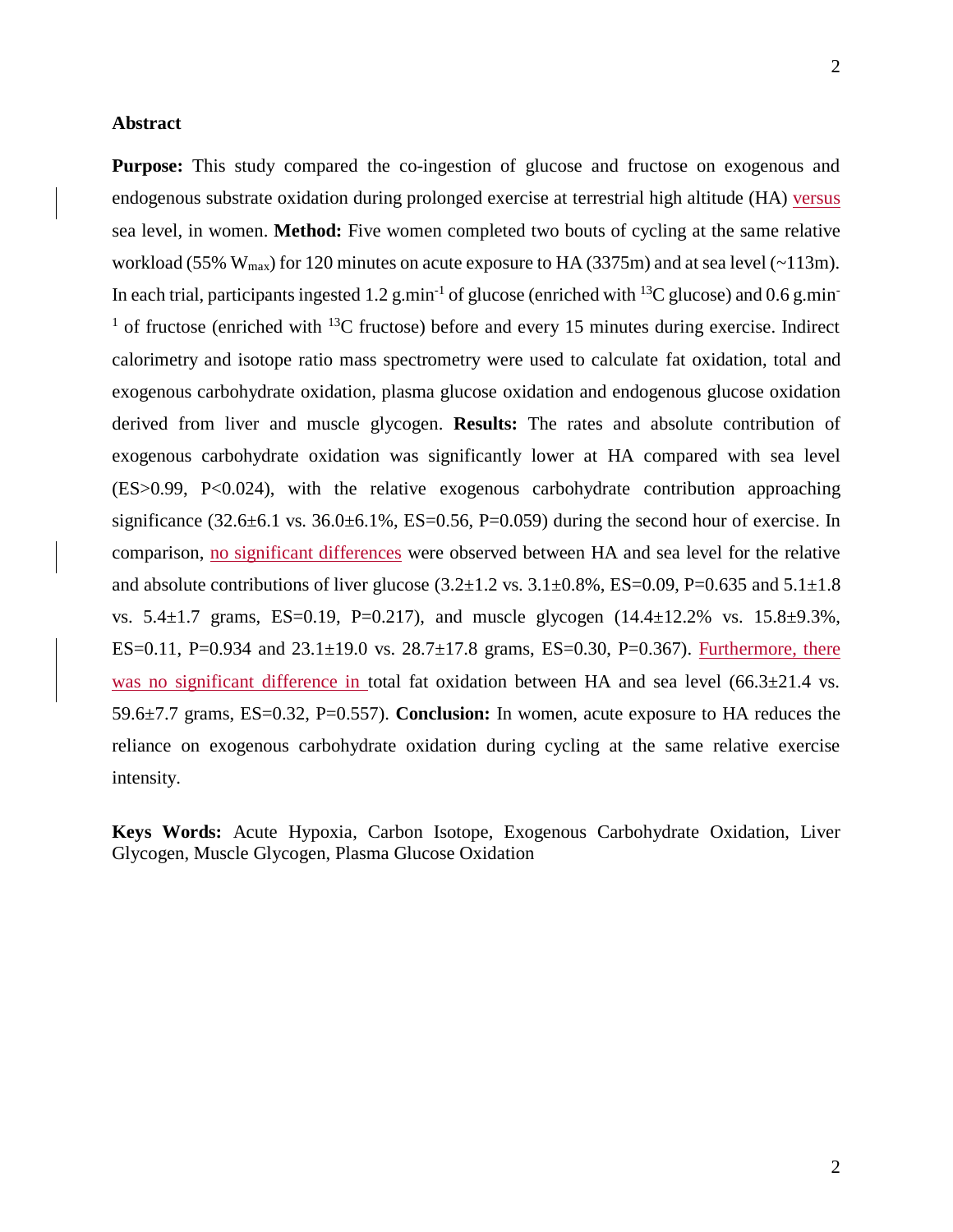## Abstract

**Purpose:** This study compared the co-ingestion of glucose and fructose on exogenous and endogenous substrate oxidation during prolonged exercise at terrestrial high altitude (HA) versus sea level, in women. **Method:** Five women completed two bouts of cycling at the same relative workload (55% $W_{max}$) for 120 minutes on acute exposure to HA (3375m) and at sea level (~113m). In each trial, participants ingested 1.2 $g.min^{-1}$ of glucose (enriched with $^{13}C$ glucose) and 0.6 $g.min^{-1}$ of fructose (enriched with $^{13}C$ fructose) before and every 15 minutes during exercise. Indirect calorimetry and isotope ratio mass spectrometry were used to calculate fat oxidation, total and exogenous carbohydrate oxidation, plasma glucose oxidation and endogenous glucose oxidation derived from liver and muscle glycogen. **Results:** The rates and absolute contribution of exogenous carbohydrate oxidation was significantly lower at HA compared with sea level (ES>0.99, P<0.024), with the relative exogenous carbohydrate contribution approaching significance (32.6±6.1 vs. 36.0±6.1%, ES=0.56, P=0.059) during the second hour of exercise. In comparison, no significant differences were observed between HA and sea level for the relative and absolute contributions of liver glucose (3.2±1.2 vs. 3.1±0.8%, ES=0.09, P=0.635 and 5.1±1.8 vs. 5.4±1.7 grams, ES=0.19, P=0.217), and muscle glycogen (14.4±12.2% vs. 15.8±9.3%, ES=0.11, P=0.934 and 23.1±19.0 vs. 28.7±17.8 grams, ES=0.30, P=0.367). Furthermore, there was no significant difference in total fat oxidation between HA and sea level (66.3±21.4 vs. 59.6±7.7 grams, ES=0.32, P=0.557). **Conclusion:** In women, acute exposure to HA reduces the reliance on exogenous carbohydrate oxidation during cycling at the same relative exercise intensity.

**Keys Words:** Acute Hypoxia, Carbon Isotope, Exogenous Carbohydrate Oxidation, Liver Glycogen, Muscle Glycogen, Plasma Glucose Oxidation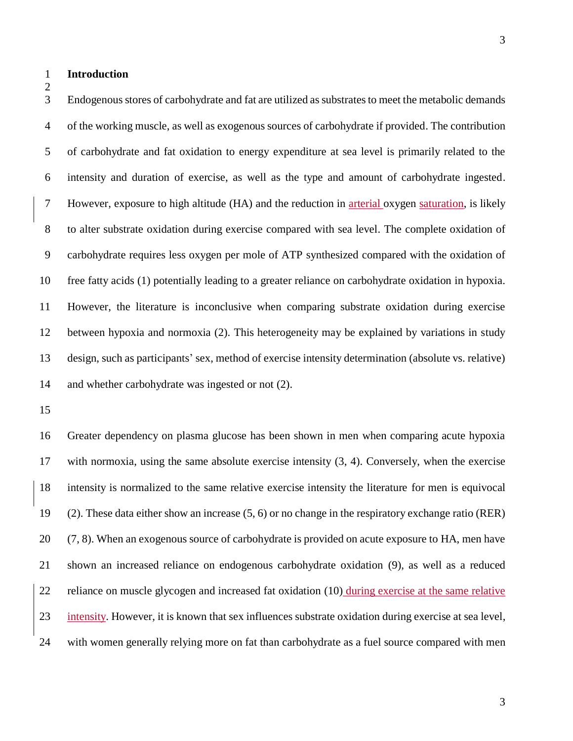## Introduction

Endogenous stores of carbohydrate and fat are utilized as substrates to meet the metabolic demands of the working muscle, as well as exogenous sources of carbohydrate if provided. The contribution of carbohydrate and fat oxidation to energy expenditure at sea level is primarily related to the intensity and duration of exercise, as well as the type and amount of carbohydrate ingested. However, exposure to high altitude (HA) and the reduction in arterial oxygen saturation, is likely to alter substrate oxidation during exercise compared with sea level. The complete oxidation of carbohydrate requires less oxygen per mole of ATP synthesized compared with the oxidation of free fatty acids (1) potentially leading to a greater reliance on carbohydrate oxidation in hypoxia. However, the literature is inconclusive when comparing substrate oxidation during exercise between hypoxia and normoxia (2). This heterogeneity may be explained by variations in study design, such as participants' sex, method of exercise intensity determination (absolute vs. relative) and whether carbohydrate was ingested or not (2).

Greater dependency on plasma glucose has been shown in men when comparing acute hypoxia with normoxia, using the same absolute exercise intensity (3, 4). Conversely, when the exercise intensity is normalized to the same relative exercise intensity the literature for men is equivocal (2). These data either show an increase (5, 6) or no change in the respiratory exchange ratio (RER) (7, 8). When an exogenous source of carbohydrate is provided on acute exposure to HA, men have shown an increased reliance on endogenous carbohydrate oxidation (9), as well as a reduced reliance on muscle glycogen and increased fat oxidation (10) during exercise at the same relative intensity. However, it is known that sex influences substrate oxidation during exercise at sea level, with women generally relying more on fat than carbohydrate as a fuel source compared with men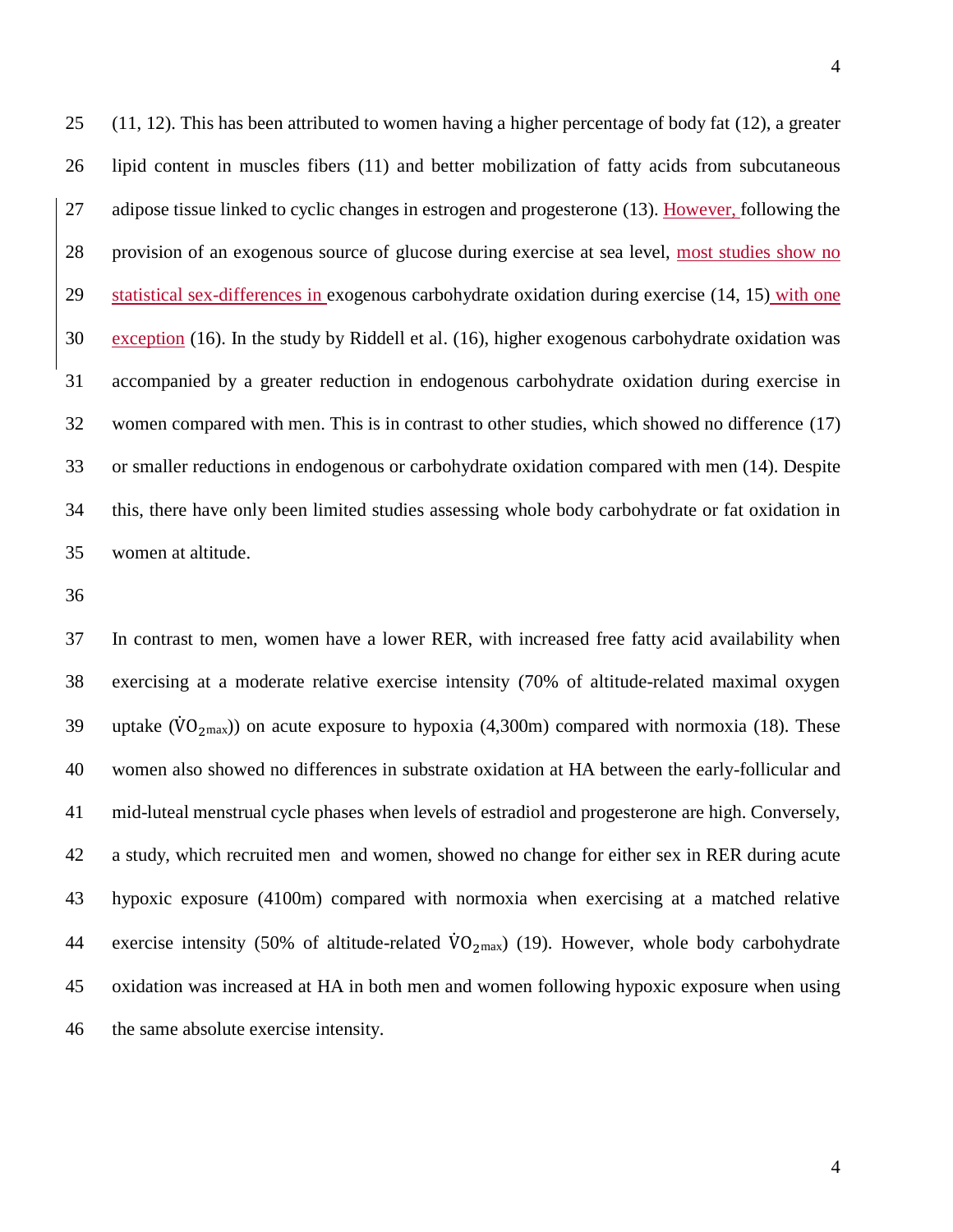(11, 12). This has been attributed to women having a higher percentage of body fat (12), a greater lipid content in muscles fibers (11) and better mobilization of fatty acids from subcutaneous adipose tissue linked to cyclic changes in estrogen and progesterone (13). However, following the provision of an exogenous source of glucose during exercise at sea level, most studies show no statistical sex-differences in exogenous carbohydrate oxidation during exercise (14, 15) with one exception (16). In the study by Riddell et al. (16), higher exogenous carbohydrate oxidation was accompanied by a greater reduction in endogenous carbohydrate oxidation during exercise in women compared with men. This is in contrast to other studies, which showed no difference (17) or smaller reductions in endogenous or carbohydrate oxidation compared with men (14). Despite this, there have only been limited studies assessing whole body carbohydrate or fat oxidation in women at altitude.

In contrast to men, women have a lower RER, with increased free fatty acid availability when exercising at a moderate relative exercise intensity (70% of altitude-related maximal oxygen uptake ($\dot{V}O_{2max}$)) on acute exposure to hypoxia (4,300m) compared with normoxia (18). These women also showed no differences in substrate oxidation at HA between the early-follicular and mid-luteal menstrual cycle phases when levels of estradiol and progesterone are high. Conversely, a study, which recruited men and women, showed no change for either sex in RER during acute hypoxic exposure (4100m) compared with normoxia when exercising at a matched relative exercise intensity (50% of altitude-related $\dot{V}O_{2max}$) (19). However, whole body carbohydrate oxidation was increased at HA in both men and women following hypoxic exposure when using the same absolute exercise intensity.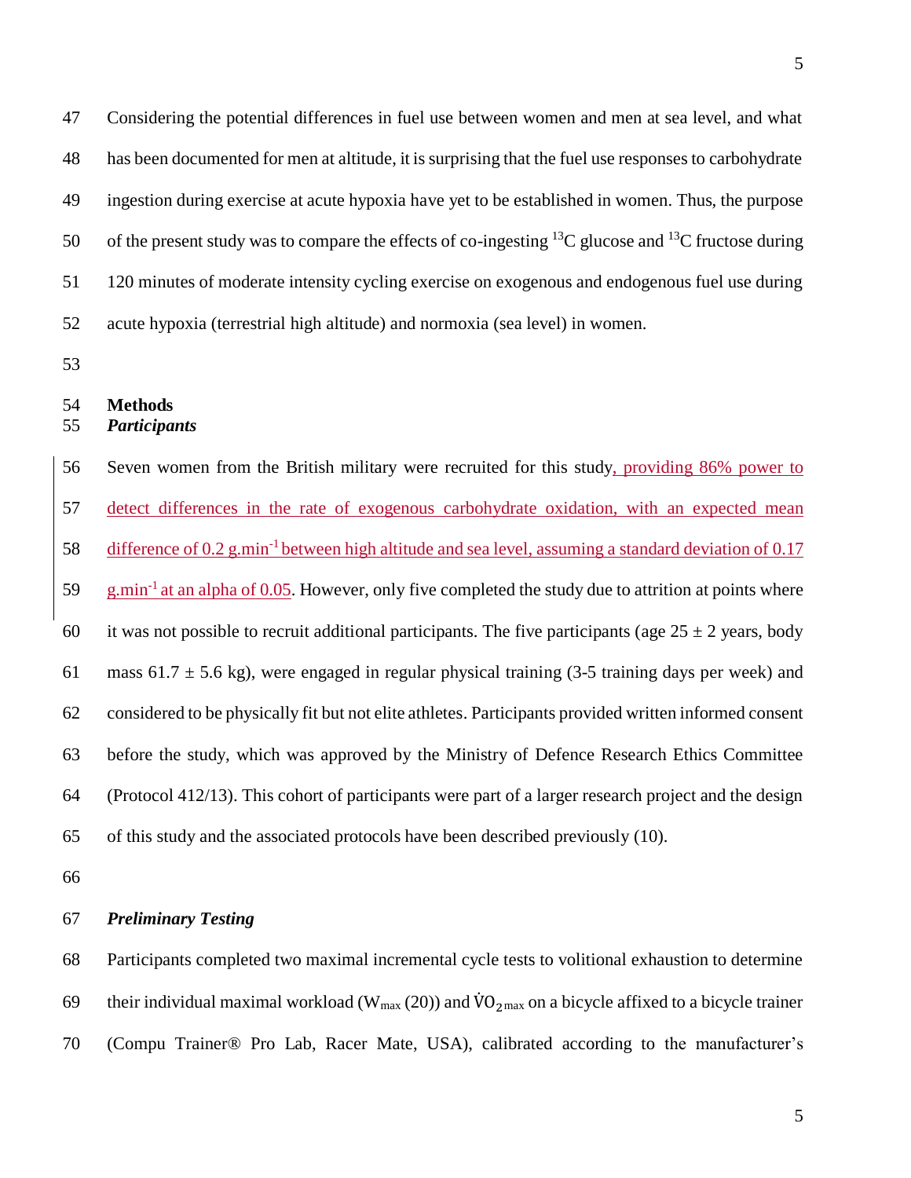Considering the potential differences in fuel use between women and men at sea level, and what has been documented for men at altitude, it is surprising that the fuel use responses to carbohydrate ingestion during exercise at acute hypoxia have yet to be established in women. Thus, the purpose of the present study was to compare the effects of co-ingesting $^{13}$C glucose and $^{13}$C fructose during 120 minutes of moderate intensity cycling exercise on exogenous and endogenous fuel use during acute hypoxia (terrestrial high altitude) and normoxia (sea level) in women.

## Methods

### *Participants*

Seven women from the British military were recruited for this study, providing 86% power to detect differences in the rate of exogenous carbohydrate oxidation, with an expected mean difference of 0.2 g.min$^{-1}$ between high altitude and sea level, assuming a standard deviation of 0.17 g.min$^{-1}$ at an alpha of 0.05. However, only five completed the study due to attrition at points where it was not possible to recruit additional participants. The five participants (age 25 ± 2 years, body mass 61.7 ± 5.6 kg), were engaged in regular physical training (3-5 training days per week) and considered to be physically fit but not elite athletes. Participants provided written informed consent before the study, which was approved by the Ministry of Defence Research Ethics Committee (Protocol 412/13). This cohort of participants were part of a larger research project and the design of this study and the associated protocols have been described previously (10).

### *Preliminary Testing*

Participants completed two maximal incremental cycle tests to volitional exhaustion to determine their individual maximal workload ($W_{max}$ (20)) and $\dot{V}O_{2max}$ on a bicycle affixed to a bicycle trainer (Compu Trainer® Pro Lab, Racer Mate, USA), calibrated according to the manufacturer's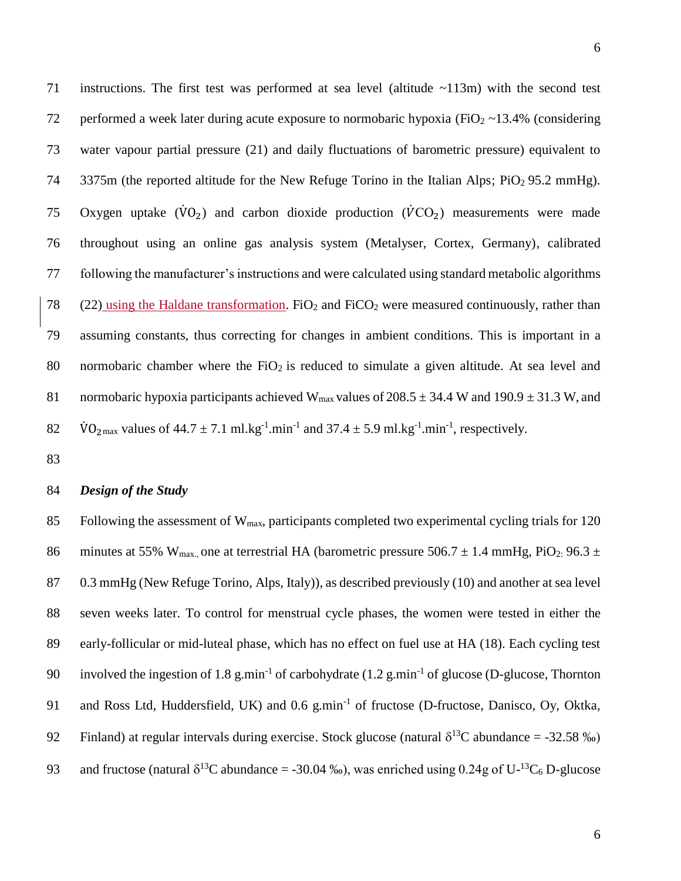instructions. The first test was performed at sea level (altitude ~113m) with the second test performed a week later during acute exposure to normobaric hypoxia ($FiO_2$ ~13.4% (considering water vapour partial pressure (21) and daily fluctuations of barometric pressure) equivalent to 3375m (the reported altitude for the New Refuge Torino in the Italian Alps; $PiO_2$ 95.2 mmHg). Oxygen uptake ($\dot{V}O_2$) and carbon dioxide production ($\dot{V}CO_2$) measurements were made throughout using an online gas analysis system (Metalyser, Cortex, Germany), calibrated following the manufacturer's instructions and were calculated using standard metabolic algorithms (22) using the Haldane transformation. $FiO_2$ and $FiCO_2$ were measured continuously, rather than assuming constants, thus correcting for changes in ambient conditions. This is important in a normobaric chamber where the $FiO_2$ is reduced to simulate a given altitude. At sea level and normobaric hypoxia participants achieved $W_{max}$ values of 208.5 ± 34.4 W and 190.9 ± 31.3 W, and $\dot{V}O_{2max}$ values of 44.7 ± 7.1 ml.kg$^{-1}$.min$^{-1}$ and 37.4 ± 5.9 ml.kg$^{-1}$.min$^{-1}$, respectively.

### *Design of the Study*

Following the assessment of $W_{max}$, participants completed two experimental cycling trials for 120 minutes at 55% $W_{max.}$, one at terrestrial HA (barometric pressure 506.7 ± 1.4 mmHg, $PiO_2$: 96.3 ± 0.3 mmHg (New Refuge Torino, Alps, Italy)), as described previously (10) and another at sea level seven weeks later. To control for menstrual cycle phases, the women were tested in either the early-follicular or mid-luteal phase, which has no effect on fuel use at HA (18). Each cycling test involved the ingestion of 1.8 g.min$^{-1}$ of carbohydrate (1.2 g.min$^{-1}$ of glucose (D-glucose, Thornton and Ross Ltd, Huddersfield, UK) and 0.6 g.min$^{-1}$ of fructose (D-fructose, Danisco, Oy, Oktka, Finland) at regular intervals during exercise. Stock glucose (natural $\delta^{13}C$ abundance = -32.58 ‰) and fructose (natural $\delta^{13}C$ abundance = -30.04 ‰), was enriched using 0.24g of U-$^{13}C_6$ D-glucose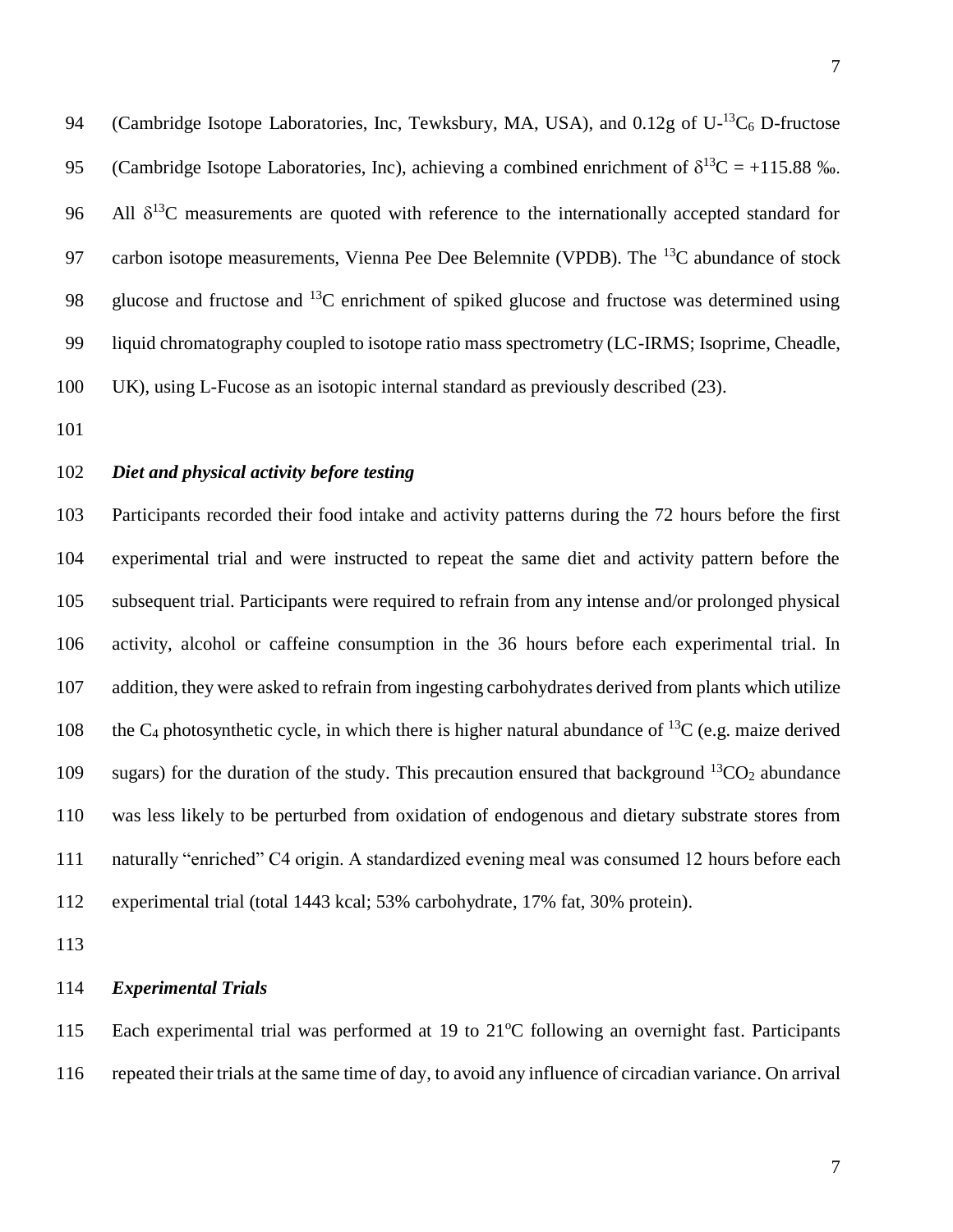(Cambridge Isotope Laboratories, Inc, Tewksbury, MA, USA), and 0.12g of U-$^{13}C_6$ D-fructose (Cambridge Isotope Laboratories, Inc), achieving a combined enrichment of $\delta^{13}C$ = +115.88 ‰. All $\delta^{13}C$ measurements are quoted with reference to the internationally accepted standard for carbon isotope measurements, Vienna Pee Dee Belemnite (VPDB). The $^{13}C$ abundance of stock glucose and fructose and $^{13}C$ enrichment of spiked glucose and fructose was determined using liquid chromatography coupled to isotope ratio mass spectrometry (LC-IRMS; Isoprime, Cheadle, UK), using L-Fucose as an isotopic internal standard as previously described (23).

### *Diet and physical activity before testing*

Participants recorded their food intake and activity patterns during the 72 hours before the first experimental trial and were instructed to repeat the same diet and activity pattern before the subsequent trial. Participants were required to refrain from any intense and/or prolonged physical activity, alcohol or caffeine consumption in the 36 hours before each experimental trial. In addition, they were asked to refrain from ingesting carbohydrates derived from plants which utilize the $C_4$ photosynthetic cycle, in which there is higher natural abundance of $^{13}C$ (e.g. maize derived sugars) for the duration of the study. This precaution ensured that background $^{13}CO_2$ abundance was less likely to be perturbed from oxidation of endogenous and dietary substrate stores from naturally "enriched" C4 origin. A standardized evening meal was consumed 12 hours before each experimental trial (total 1443 kcal; 53% carbohydrate, 17% fat, 30% protein).

### *Experimental Trials*

Each experimental trial was performed at 19 to 21$^{o}$C following an overnight fast. Participants repeated their trials at the same time of day, to avoid any influence of circadian variance. On arrival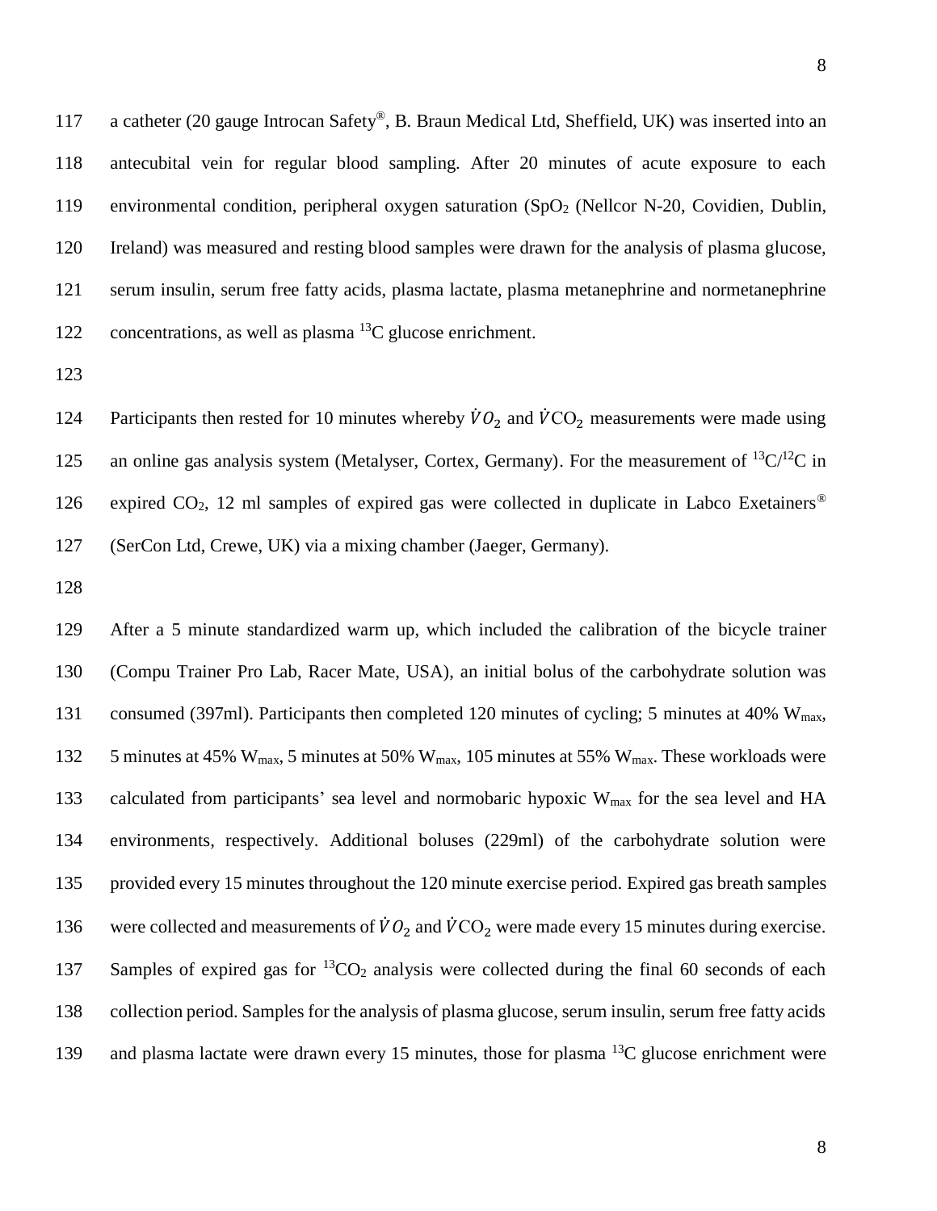a catheter (20 gauge Introcan Safety®, B. Braun Medical Ltd, Sheffield, UK) was inserted into an antecubital vein for regular blood sampling. After 20 minutes of acute exposure to each environmental condition, peripheral oxygen saturation ($SpO_2$ (Nellcor N-20, Covidien, Dublin, Ireland) was measured and resting blood samples were drawn for the analysis of plasma glucose, serum insulin, serum free fatty acids, plasma lactate, plasma metanephrine and normetanephrine concentrations, as well as plasma $^{13}C$ glucose enrichment.

Participants then rested for 10 minutes whereby $\dot{V}O_2$ and $\dot{V}CO_2$ measurements were made using an online gas analysis system (Metalyser, Cortex, Germany). For the measurement of $^{13}C/^{12}C$ in expired $CO_2$, 12 ml samples of expired gas were collected in duplicate in Labco Exetainers® (SerCon Ltd, Crewe, UK) via a mixing chamber (Jaeger, Germany).

After a 5 minute standardized warm up, which included the calibration of the bicycle trainer (Compu Trainer Pro Lab, Racer Mate, USA), an initial bolus of the carbohydrate solution was consumed (397ml). Participants then completed 120 minutes of cycling; 5 minutes at 40% $W_{max}$, 5 minutes at 45% $W_{max}$, 5 minutes at 50% $W_{max}$, 105 minutes at 55% $W_{max}$. These workloads were calculated from participants' sea level and normobaric hypoxic $W_{max}$ for the sea level and HA environments, respectively. Additional boluses (229ml) of the carbohydrate solution were provided every 15 minutes throughout the 120 minute exercise period. Expired gas breath samples were collected and measurements of $\dot{V}O_2$ and $\dot{V}CO_2$ were made every 15 minutes during exercise. Samples of expired gas for $^{13}CO_2$ analysis were collected during the final 60 seconds of each collection period. Samples for the analysis of plasma glucose, serum insulin, serum free fatty acids and plasma lactate were drawn every 15 minutes, those for plasma $^{13}C$ glucose enrichment were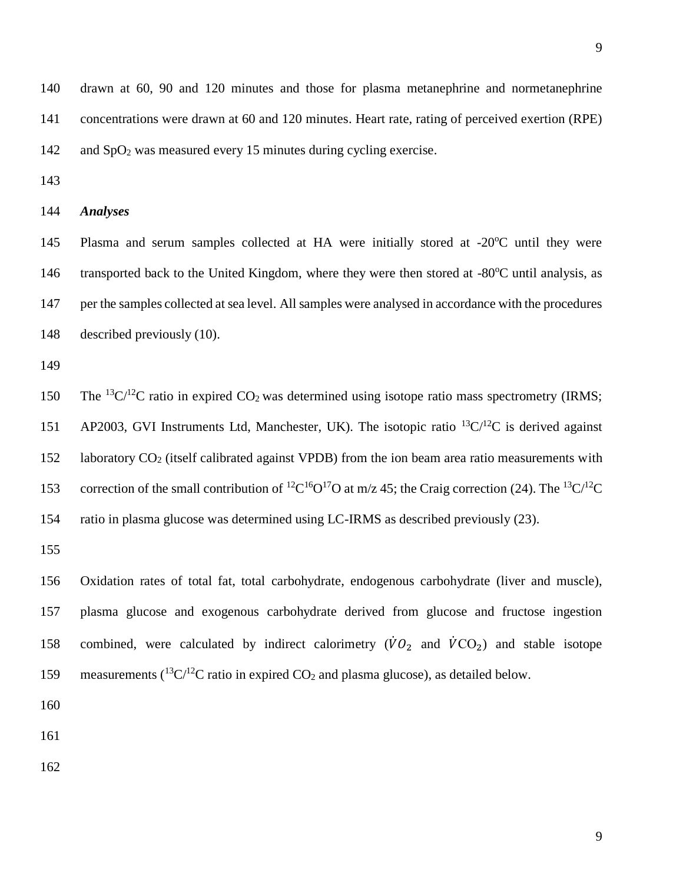drawn at 60, 90 and 120 minutes and those for plasma metanephrine and normetanephrine concentrations were drawn at 60 and 120 minutes. Heart rate, rating of perceived exertion (RPE) and $SpO_2$ was measured every 15 minutes during cycling exercise.

***Analyses***

Plasma and serum samples collected at HA were initially stored at -20°C until they were transported back to the United Kingdom, where they were then stored at -80°C until analysis, as per the samples collected at sea level. All samples were analysed in accordance with the procedures described previously (10).

The $^{13}C/^{12}C$ ratio in expired $CO_2$ was determined using isotope ratio mass spectrometry (IRMS; AP2003, GVI Instruments Ltd, Manchester, UK). The isotopic ratio $^{13}C/^{12}C$ is derived against laboratory $CO_2$ (itself calibrated against VPDB) from the ion beam area ratio measurements with correction of the small contribution of $^{12}C^{16}O^{17}O$ at m/z 45; the Craig correction (24). The $^{13}C/^{12}C$ ratio in plasma glucose was determined using LC-IRMS as described previously (23).

Oxidation rates of total fat, total carbohydrate, endogenous carbohydrate (liver and muscle), plasma glucose and exogenous carbohydrate derived from glucose and fructose ingestion combined, were calculated by indirect calorimetry ($\dot{V}O_2$ and $\dot{V}CO_2$) and stable isotope measurements ($^{13}C/^{12}C$ ratio in expired $CO_2$ and plasma glucose), as detailed below.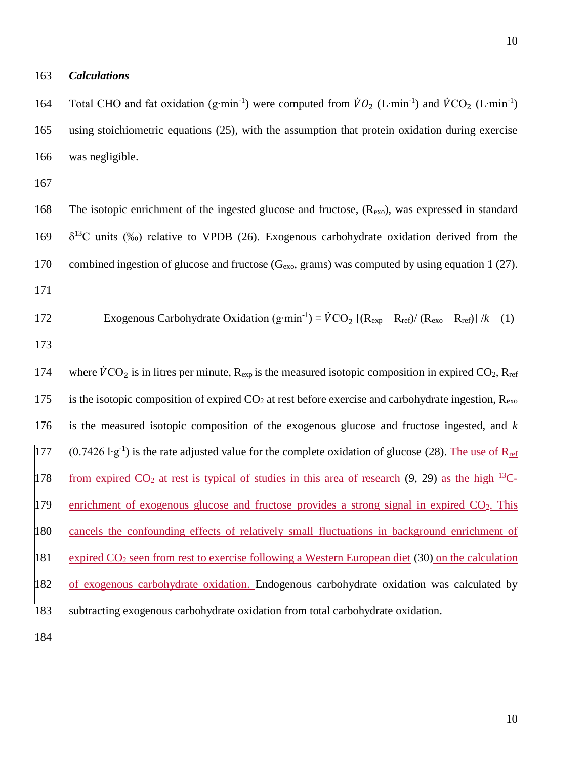### *Calculations*

Total CHO and fat oxidation ($g \cdot min^{-1}$) were computed from $\dot{V}O_2$ ($L \cdot min^{-1}$) and $\dot{V}CO_2$ ($L \cdot min^{-1}$) using stoichiometric equations (25), with the assumption that protein oxidation during exercise was negligible.

The isotopic enrichment of the ingested glucose and fructose, ($R_{exo}$), was expressed in standard $\delta^{13}C$ units (‰) relative to VPDB (26). Exogenous carbohydrate oxidation derived from the combined ingestion of glucose and fructose ($G_{exo}$, grams) was computed by using equation 1 (27).

$$\text{Exogenous Carbohydrate Oxidation } (g \cdot min^{-1}) = \dot{V}CO_2 \left[ (R_{exp} - R_{ref}) / (R_{exo} - R_{ref}) \right] / k \quad (1)$$

where $\dot{V}CO_2$ is in litres per minute, $R_{exp}$ is the measured isotopic composition in expired $CO_2$, $R_{ref}$ is the isotopic composition of expired $CO_2$ at rest before exercise and carbohydrate ingestion, $R_{exo}$ is the measured isotopic composition of the exogenous glucose and fructose ingested, and $k$ ($0.7426\ l \cdot g^{-1}$) is the rate adjusted value for the complete oxidation of glucose (28). The use of $R_{ref}$ from expired $CO_2$ at rest is typical of studies in this area of research (9, 29) as the high $^{13}C$-enrichment of exogenous glucose and fructose provides a strong signal in expired $CO_2$. This cancels the confounding effects of relatively small fluctuations in background enrichment of expired $CO_2$ seen from rest to exercise following a Western European diet (30) on the calculation of exogenous carbohydrate oxidation. Endogenous carbohydrate oxidation was calculated by subtracting exogenous carbohydrate oxidation from total carbohydrate oxidation.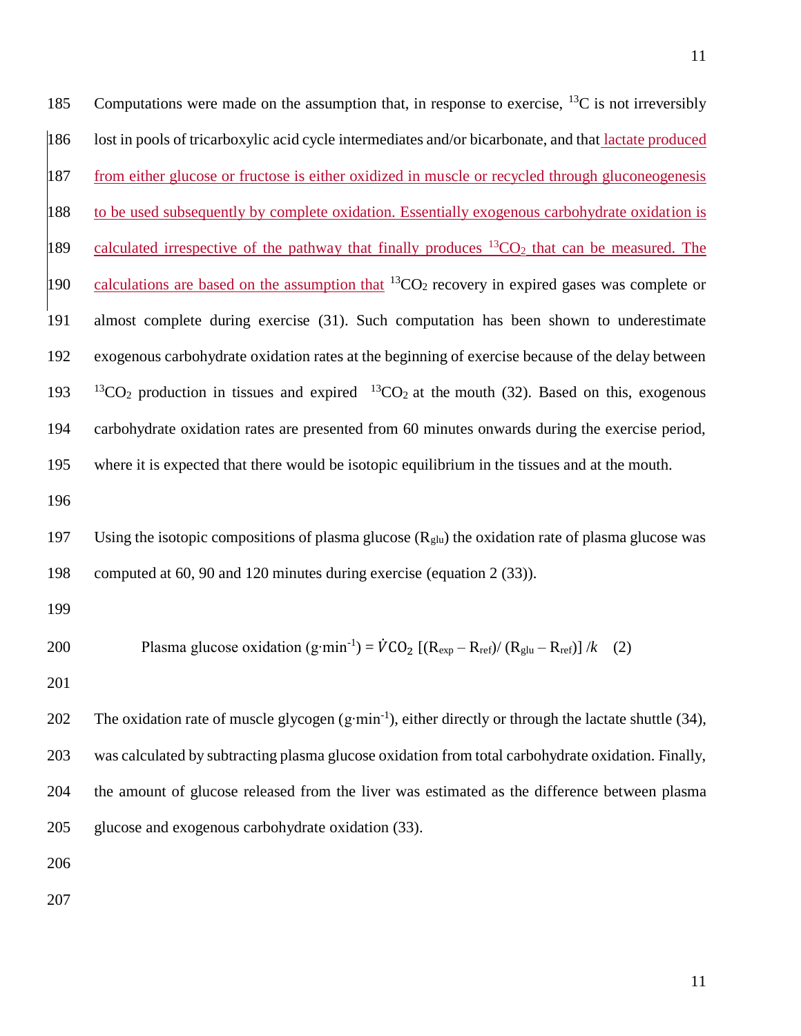Computations were made on the assumption that, in response to exercise, $^{13}C$ is not irreversibly lost in pools of tricarboxylic acid cycle intermediates and/or bicarbonate, and that lactate produced from either glucose or fructose is either oxidized in muscle or recycled through gluconeogenesis to be used subsequently by complete oxidation. Essentially exogenous carbohydrate oxidation is calculated irrespective of the pathway that finally produces $^{13}CO_2$ that can be measured. The calculations are based on the assumption that $^{13}CO_2$ recovery in expired gases was complete or almost complete during exercise (31). Such computation has been shown to underestimate exogenous carbohydrate oxidation rates at the beginning of exercise because of the delay between $^{13}CO_2$ production in tissues and expired $^{13}CO_2$ at the mouth (32). Based on this, exogenous carbohydrate oxidation rates are presented from 60 minutes onwards during the exercise period, where it is expected that there would be isotopic equilibrium in the tissues and at the mouth.

Using the isotopic compositions of plasma glucose ($R_{glu}$) the oxidation rate of plasma glucose was computed at 60, 90 and 120 minutes during exercise (equation 2 (33)).

$$\text{Plasma glucose oxidation } (\text{g}\cdot\text{min}^{-1}) = \dot{V}CO_2\,[(R_{exp} - R_{ref})/(R_{glu} - R_{ref})]\,/k \quad (2)$$

The oxidation rate of muscle glycogen ($\text{g}\cdot\text{min}^{-1}$), either directly or through the lactate shuttle (34), was calculated by subtracting plasma glucose oxidation from total carbohydrate oxidation. Finally, the amount of glucose released from the liver was estimated as the difference between plasma glucose and exogenous carbohydrate oxidation (33).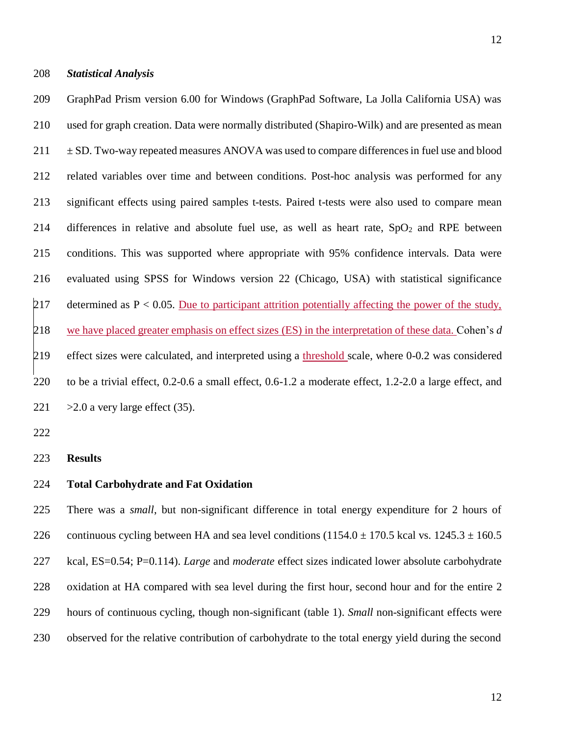### *Statistical Analysis*

GraphPad Prism version 6.00 for Windows (GraphPad Software, La Jolla California USA) was used for graph creation. Data were normally distributed (Shapiro-Wilk) and are presented as mean ± SD. Two-way repeated measures ANOVA was used to compare differences in fuel use and blood related variables over time and between conditions. Post-hoc analysis was performed for any significant effects using paired samples t-tests. Paired t-tests were also used to compare mean differences in relative and absolute fuel use, as well as heart rate, $SpO_2$ and RPE between conditions. This was supported where appropriate with 95% confidence intervals. Data were evaluated using SPSS for Windows version 22 (Chicago, USA) with statistical significance determined as $P < 0.05$. Due to participant attrition potentially affecting the power of the study, we have placed greater emphasis on effect sizes (ES) in the interpretation of these data. Cohen's *d* effect sizes were calculated, and interpreted using a threshold scale, where 0-0.2 was considered to be a trivial effect, 0.2-0.6 a small effect, 0.6-1.2 a moderate effect, 1.2-2.0 a large effect, and >2.0 a very large effect (35).

## Results

### Total Carbohydrate and Fat Oxidation

There was a *small*, but non-significant difference in total energy expenditure for 2 hours of continuous cycling between HA and sea level conditions (1154.0 ± 170.5 kcal vs. 1245.3 ± 160.5 kcal, ES=0.54; P=0.114). *Large* and *moderate* effect sizes indicated lower absolute carbohydrate oxidation at HA compared with sea level during the first hour, second hour and for the entire 2 hours of continuous cycling, though non-significant (table 1). *Small* non-significant effects were observed for the relative contribution of carbohydrate to the total energy yield during the second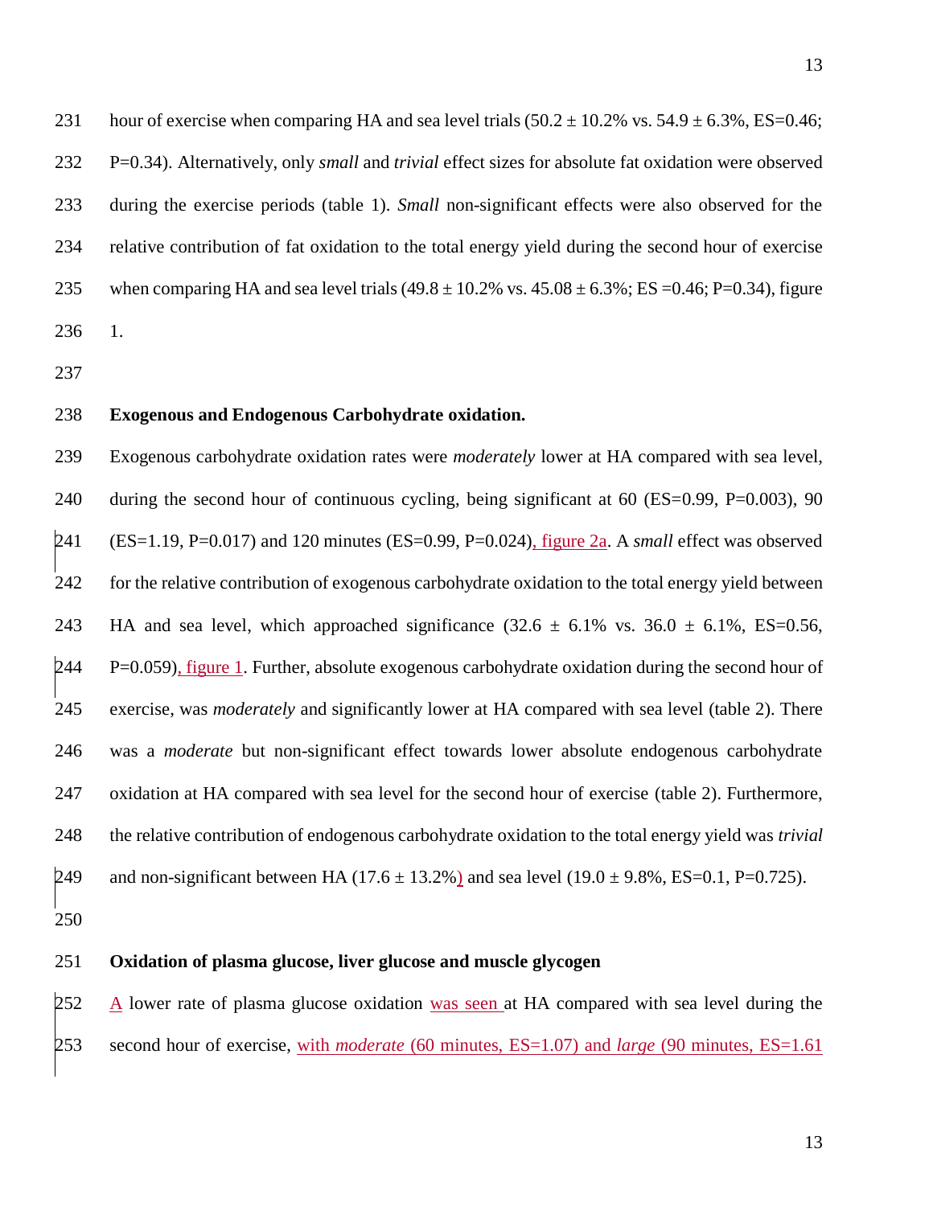hour of exercise when comparing HA and sea level trials (50.2 ± 10.2% vs. 54.9 ± 6.3%, ES=0.46; P=0.34). Alternatively, only *small* and *trivial* effect sizes for absolute fat oxidation were observed during the exercise periods (table 1). *Small* non-significant effects were also observed for the relative contribution of fat oxidation to the total energy yield during the second hour of exercise when comparing HA and sea level trials (49.8 ± 10.2% vs. 45.08 ± 6.3%; ES =0.46; P=0.34), figure 1.

**Exogenous and Endogenous Carbohydrate oxidation.**

Exogenous carbohydrate oxidation rates were *moderately* lower at HA compared with sea level, during the second hour of continuous cycling, being significant at 60 (ES=0.99, P=0.003), 90 (ES=1.19, P=0.017) and 120 minutes (ES=0.99, P=0.024), figure 2a. A *small* effect was observed for the relative contribution of exogenous carbohydrate oxidation to the total energy yield between HA and sea level, which approached significance (32.6 ± 6.1% vs. 36.0 ± 6.1%, ES=0.56, P=0.059), figure 1. Further, absolute exogenous carbohydrate oxidation during the second hour of exercise, was *moderately* and significantly lower at HA compared with sea level (table 2). There was a *moderate* but non-significant effect towards lower absolute endogenous carbohydrate oxidation at HA compared with sea level for the second hour of exercise (table 2). Furthermore, the relative contribution of endogenous carbohydrate oxidation to the total energy yield was *trivial* and non-significant between HA (17.6 ± 13.2%) and sea level (19.0 ± 9.8%, ES=0.1, P=0.725).

**Oxidation of plasma glucose, liver glucose and muscle glycogen**

A lower rate of plasma glucose oxidation was seen at HA compared with sea level during the second hour of exercise, with *moderate* (60 minutes, ES=1.07) and *large* (90 minutes, ES=1.61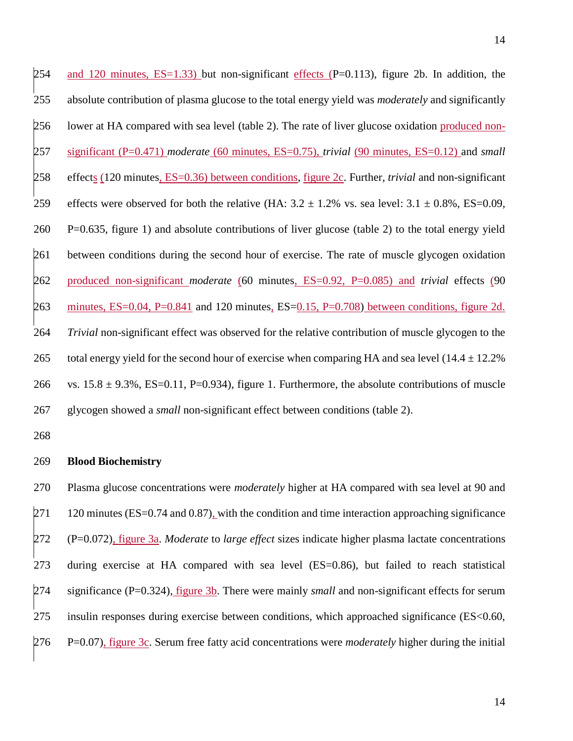and 120 minutes, ES=1.33) but non-significant effects (P=0.113), figure 2b. In addition, the absolute contribution of plasma glucose to the total energy yield was *moderately* and significantly lower at HA compared with sea level (table 2). The rate of liver glucose oxidation produced non-significant (P=0.471) *moderate* (60 minutes, ES=0.75), *trivial* (90 minutes, ES=0.12) and *small* effects (120 minutes, ES=0.36) between conditions, figure 2c. Further, *trivial* and non-significant effects were observed for both the relative (HA: 3.2 ± 1.2% vs. sea level: 3.1 ± 0.8%, ES=0.09, P=0.635, figure 1) and absolute contributions of liver glucose (table 2) to the total energy yield between conditions during the second hour of exercise. The rate of muscle glycogen oxidation produced non-significant *moderate* (60 minutes, ES=0.92, P=0.085) and *trivial* effects (90 minutes, ES=0.04, P=0.841 and 120 minutes, ES=0.15, P=0.708) between conditions, figure 2d. *Trivial* non-significant effect was observed for the relative contribution of muscle glycogen to the total energy yield for the second hour of exercise when comparing HA and sea level (14.4 ± 12.2% vs. 15.8 ± 9.3%, ES=0.11, P=0.934), figure 1. Furthermore, the absolute contributions of muscle glycogen showed a *small* non-significant effect between conditions (table 2).

**Blood Biochemistry**

Plasma glucose concentrations were *moderately* higher at HA compared with sea level at 90 and 120 minutes (ES=0.74 and 0.87), with the condition and time interaction approaching significance (P=0.072), figure 3a. *Moderate* to *large effect* sizes indicate higher plasma lactate concentrations during exercise at HA compared with sea level (ES=0.86), but failed to reach statistical significance (P=0.324), figure 3b. There were mainly *small* and non-significant effects for serum insulin responses during exercise between conditions, which approached significance (ES<0.60, P=0.07), figure 3c. Serum free fatty acid concentrations were *moderately* higher during the initial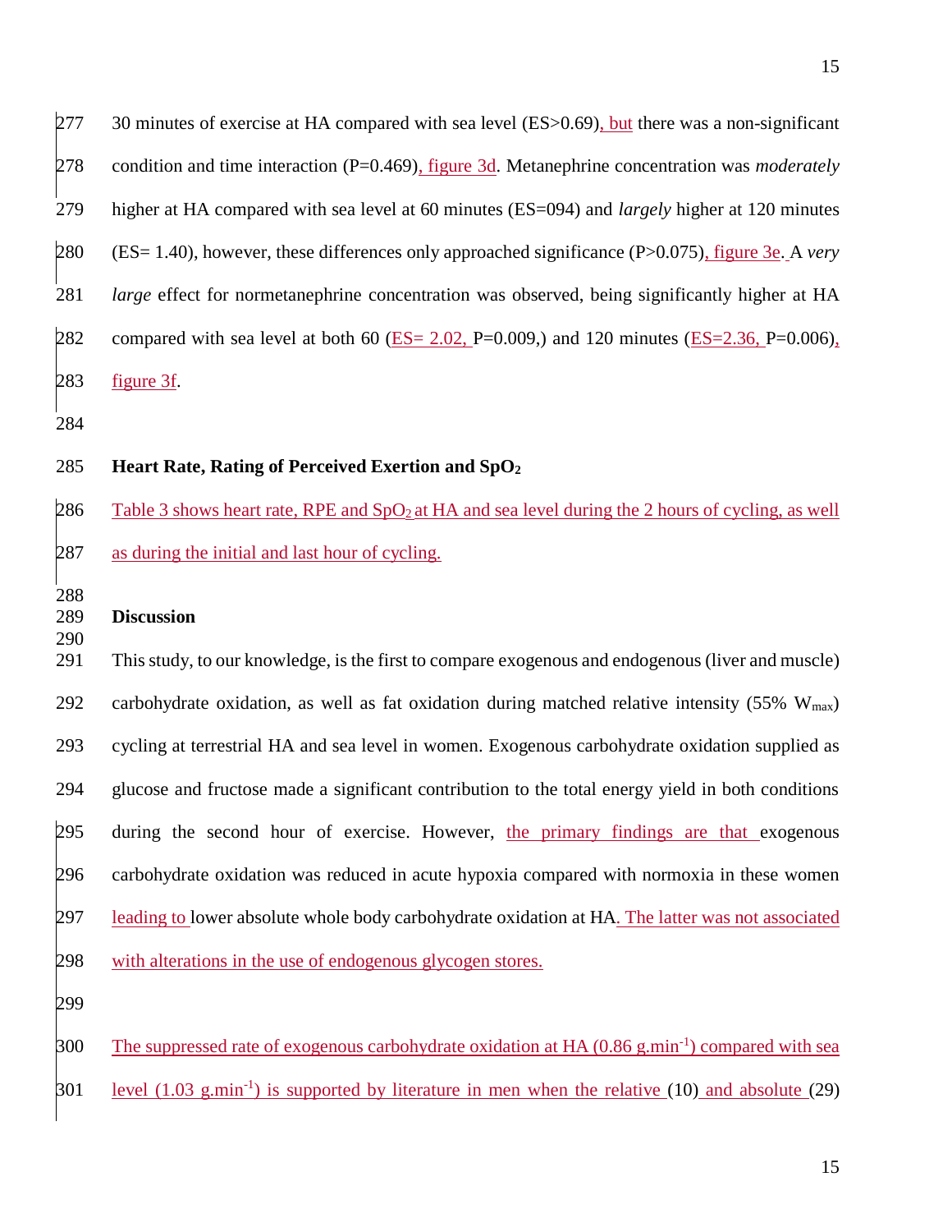30 minutes of exercise at HA compared with sea level (ES>0.69), but there was a non-significant condition and time interaction (P=0.469), figure 3d. Metanephrine concentration was *moderately* higher at HA compared with sea level at 60 minutes (ES=094) and *largely* higher at 120 minutes (ES= 1.40), however, these differences only approached significance (P>0.075), figure 3e. A *very large* effect for normetanephrine concentration was observed, being significantly higher at HA compared with sea level at both 60 (ES= 2.02, P=0.009,) and 120 minutes (ES=2.36, P=0.006), figure 3f.

### Heart Rate, Rating of Perceived Exertion and $SpO_2$

Table 3 shows heart rate, RPE and $SpO_2$ at HA and sea level during the 2 hours of cycling, as well as during the initial and last hour of cycling.

## Discussion

This study, to our knowledge, is the first to compare exogenous and endogenous (liver and muscle) carbohydrate oxidation, as well as fat oxidation during matched relative intensity (55% $W_{max}$) cycling at terrestrial HA and sea level in women. Exogenous carbohydrate oxidation supplied as glucose and fructose made a significant contribution to the total energy yield in both conditions during the second hour of exercise. However, the primary findings are that exogenous carbohydrate oxidation was reduced in acute hypoxia compared with normoxia in these women leading to lower absolute whole body carbohydrate oxidation at HA. The latter was not associated with alterations in the use of endogenous glycogen stores.

The suppressed rate of exogenous carbohydrate oxidation at HA (0.86 $g.min^{-1}$) compared with sea level (1.03 $g.min^{-1}$) is supported by literature in men when the relative (10) and absolute (29)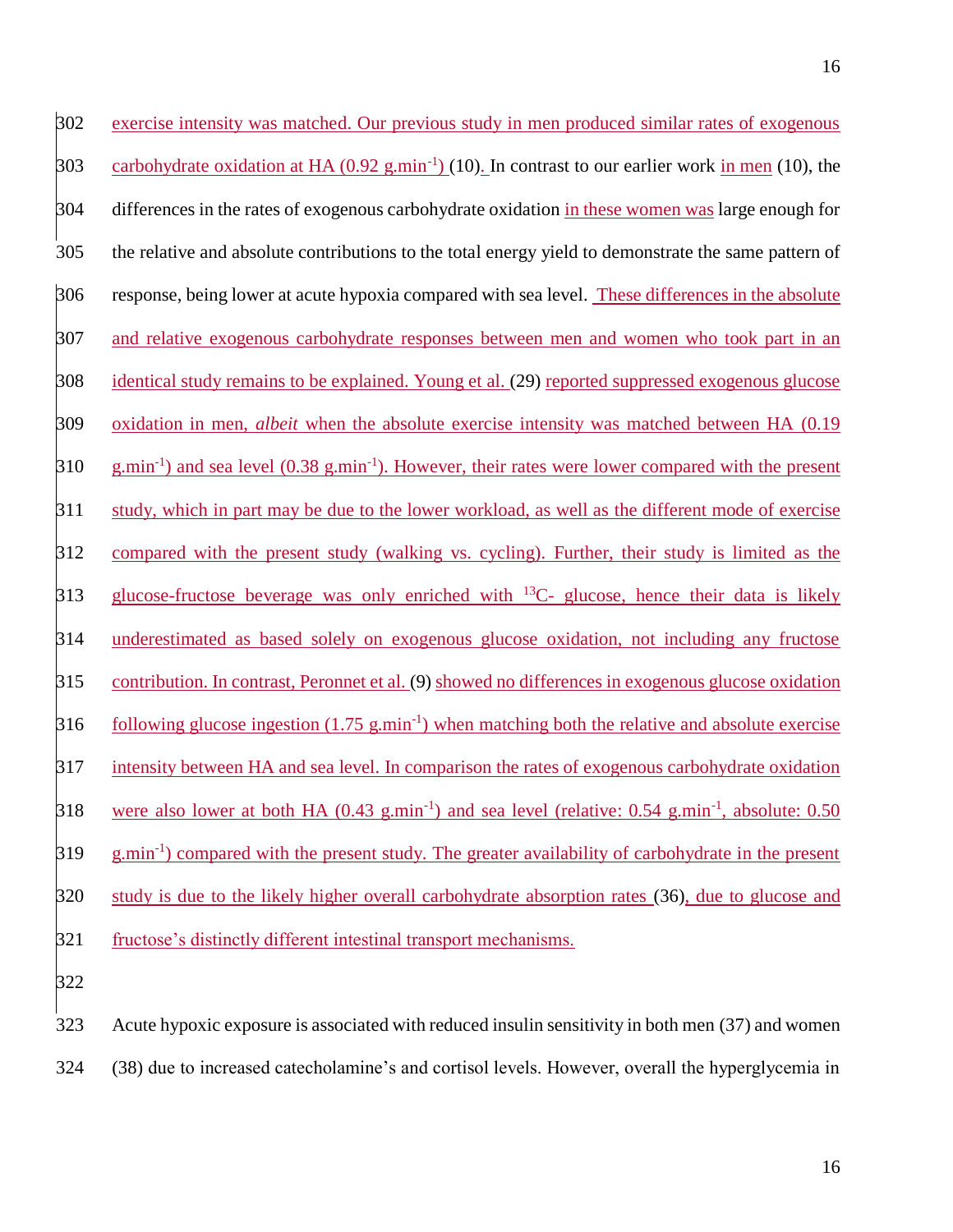exercise intensity was matched. Our previous study in men produced similar rates of exogenous carbohydrate oxidation at HA (0.92 $g.min^{-1}$) (10). In contrast to our earlier work in men (10), the differences in the rates of exogenous carbohydrate oxidation in these women was large enough for the relative and absolute contributions to the total energy yield to demonstrate the same pattern of response, being lower at acute hypoxia compared with sea level. These differences in the absolute and relative exogenous carbohydrate responses between men and women who took part in an identical study remains to be explained. Young et al. (29) reported suppressed exogenous glucose oxidation in men, *albeit* when the absolute exercise intensity was matched between HA (0.19 $g.min^{-1}$) and sea level (0.38 $g.min^{-1}$). However, their rates were lower compared with the present study, which in part may be due to the lower workload, as well as the different mode of exercise compared with the present study (walking vs. cycling). Further, their study is limited as the glucose-fructose beverage was only enriched with $^{13}C$- glucose, hence their data is likely underestimated as based solely on exogenous glucose oxidation, not including any fructose contribution. In contrast, Peronnet et al. (9) showed no differences in exogenous glucose oxidation following glucose ingestion (1.75 $g.min^{-1}$) when matching both the relative and absolute exercise intensity between HA and sea level. In comparison the rates of exogenous carbohydrate oxidation were also lower at both HA (0.43 $g.min^{-1}$) and sea level (relative: 0.54 $g.min^{-1}$, absolute: 0.50 $g.min^{-1}$) compared with the present study. The greater availability of carbohydrate in the present study is due to the likely higher overall carbohydrate absorption rates (36), due to glucose and fructose's distinctly different intestinal transport mechanisms.

Acute hypoxic exposure is associated with reduced insulin sensitivity in both men (37) and women (38) due to increased catecholamine's and cortisol levels. However, overall the hyperglycemia in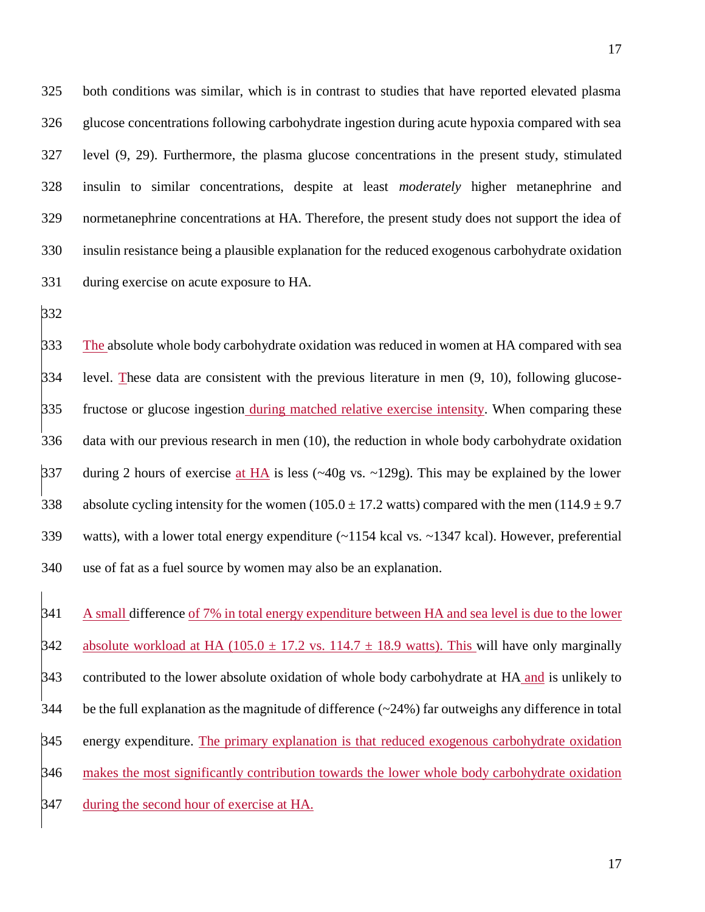both conditions was similar, which is in contrast to studies that have reported elevated plasma glucose concentrations following carbohydrate ingestion during acute hypoxia compared with sea level (9, 29). Furthermore, the plasma glucose concentrations in the present study, stimulated insulin to similar concentrations, despite at least *moderately* higher metanephrine and normetanephrine concentrations at HA. Therefore, the present study does not support the idea of insulin resistance being a plausible explanation for the reduced exogenous carbohydrate oxidation during exercise on acute exposure to HA.

The absolute whole body carbohydrate oxidation was reduced in women at HA compared with sea level. These data are consistent with the previous literature in men (9, 10), following glucose-fructose or glucose ingestion during matched relative exercise intensity. When comparing these data with our previous research in men (10), the reduction in whole body carbohydrate oxidation during 2 hours of exercise at HA is less (~40g vs. ~129g). This may be explained by the lower absolute cycling intensity for the women (105.0 ± 17.2 watts) compared with the men (114.9 ± 9.7 watts), with a lower total energy expenditure (~1154 kcal vs. ~1347 kcal). However, preferential use of fat as a fuel source by women may also be an explanation.

A small difference of 7% in total energy expenditure between HA and sea level is due to the lower absolute workload at HA (105.0 ± 17.2 vs. 114.7 ± 18.9 watts). This will have only marginally contributed to the lower absolute oxidation of whole body carbohydrate at HA and is unlikely to be the full explanation as the magnitude of difference (~24%) far outweighs any difference in total energy expenditure. The primary explanation is that reduced exogenous carbohydrate oxidation makes the most significantly contribution towards the lower whole body carbohydrate oxidation during the second hour of exercise at HA.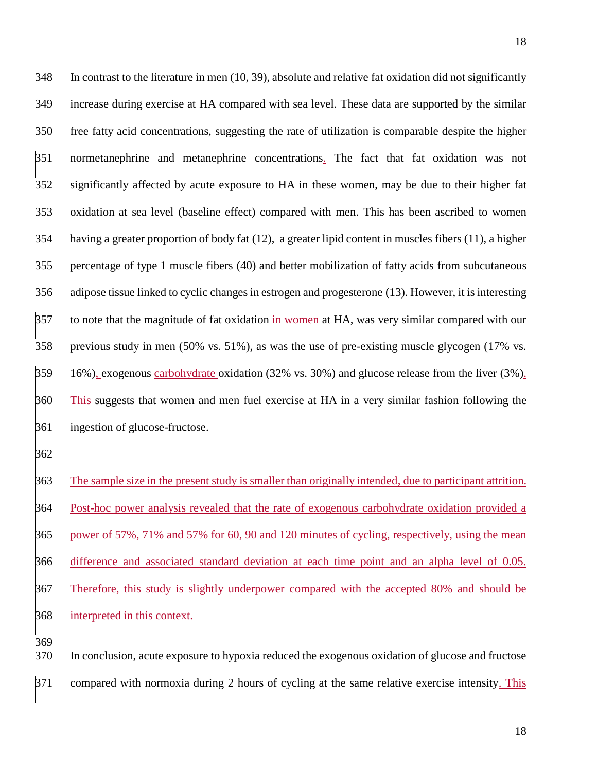In contrast to the literature in men (10, 39), absolute and relative fat oxidation did not significantly increase during exercise at HA compared with sea level. These data are supported by the similar free fatty acid concentrations, suggesting the rate of utilization is comparable despite the higher normetanephrine and metanephrine concentrations. The fact that fat oxidation was not significantly affected by acute exposure to HA in these women, may be due to their higher fat oxidation at sea level (baseline effect) compared with men. This has been ascribed to women having a greater proportion of body fat (12), a greater lipid content in muscles fibers (11), a higher percentage of type 1 muscle fibers (40) and better mobilization of fatty acids from subcutaneous adipose tissue linked to cyclic changes in estrogen and progesterone (13). However, it is interesting to note that the magnitude of fat oxidation in women at HA, was very similar compared with our previous study in men (50% vs. 51%), as was the use of pre-existing muscle glycogen (17% vs. 16%), exogenous carbohydrate oxidation (32% vs. 30%) and glucose release from the liver (3%). This suggests that women and men fuel exercise at HA in a very similar fashion following the ingestion of glucose-fructose.

The sample size in the present study is smaller than originally intended, due to participant attrition. Post-hoc power analysis revealed that the rate of exogenous carbohydrate oxidation provided a power of 57%, 71% and 57% for 60, 90 and 120 minutes of cycling, respectively, using the mean difference and associated standard deviation at each time point and an alpha level of 0.05. Therefore, this study is slightly underpower compared with the accepted 80% and should be interpreted in this context.

In conclusion, acute exposure to hypoxia reduced the exogenous oxidation of glucose and fructose compared with normoxia during 2 hours of cycling at the same relative exercise intensity. This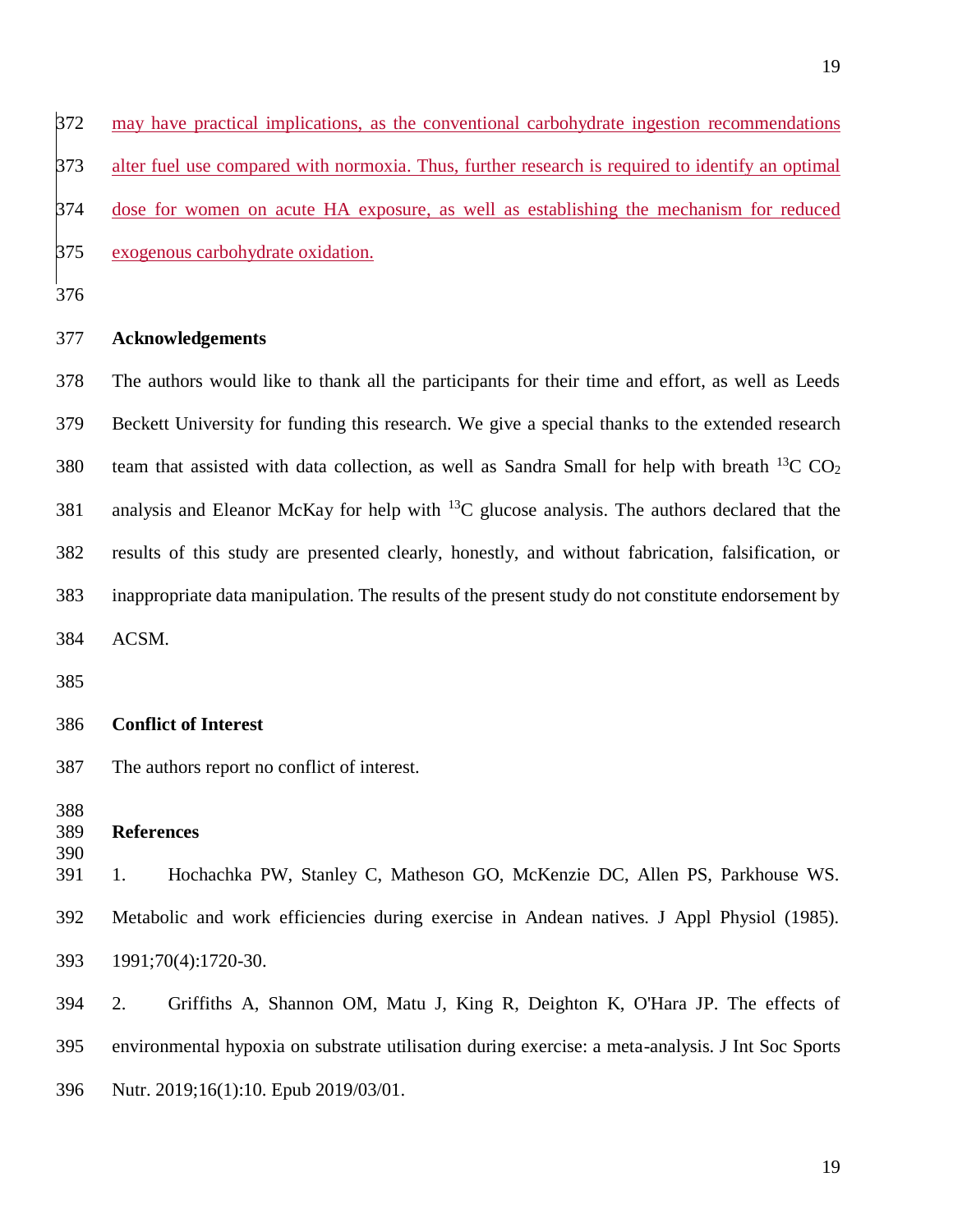may have practical implications, as the conventional carbohydrate ingestion recommendations alter fuel use compared with normoxia. Thus, further research is required to identify an optimal dose for women on acute HA exposure, as well as establishing the mechanism for reduced exogenous carbohydrate oxidation.

## Acknowledgements

The authors would like to thank all the participants for their time and effort, as well as Leeds Beckett University for funding this research. We give a special thanks to the extended research team that assisted with data collection, as well as Sandra Small for help with breath $^{13}C$ $CO_2$ analysis and Eleanor McKay for help with $^{13}C$ glucose analysis. The authors declared that the results of this study are presented clearly, honestly, and without fabrication, falsification, or inappropriate data manipulation. The results of the present study do not constitute endorsement by ACSM.

## Conflict of Interest

The authors report no conflict of interest.

## References

1. Hochachka PW, Stanley C, Matheson GO, McKenzie DC, Allen PS, Parkhouse WS. Metabolic and work efficiencies during exercise in Andean natives. J Appl Physiol (1985). 1991;70(4):1720-30.

2. Griffiths A, Shannon OM, Matu J, King R, Deighton K, O'Hara JP. The effects of environmental hypoxia on substrate utilisation during exercise: a meta-analysis. J Int Soc Sports Nutr. 2019;16(1):10. Epub 2019/03/01.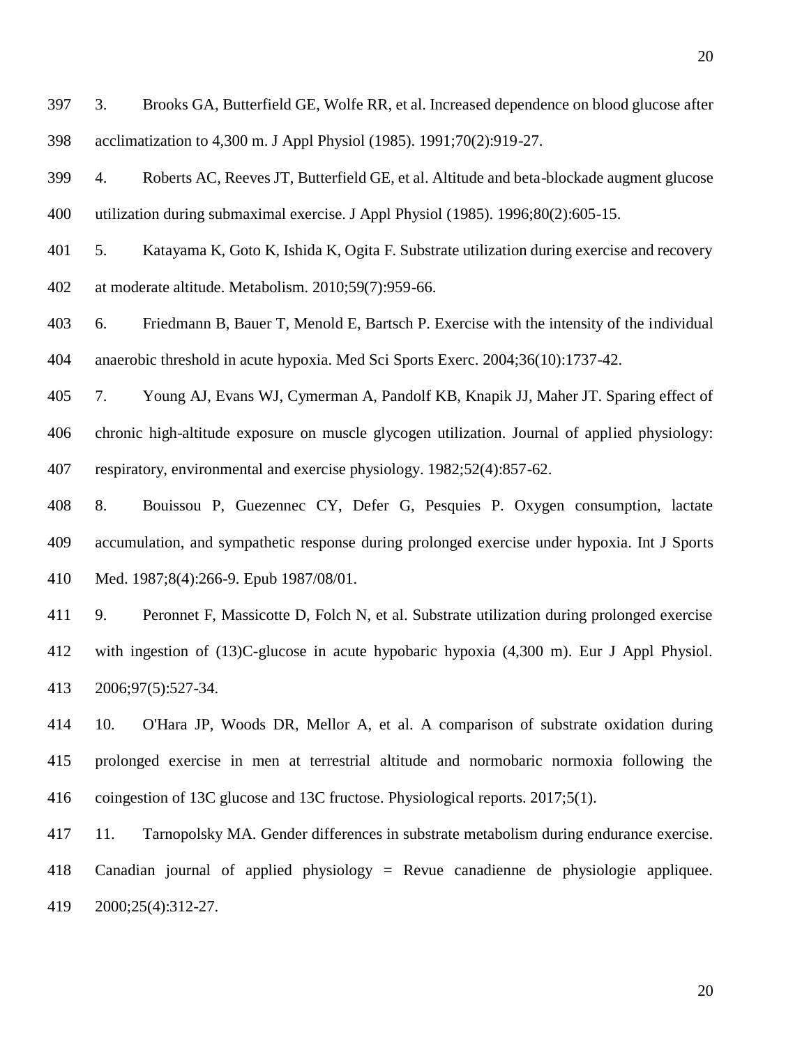3. Brooks GA, Butterfield GE, Wolfe RR, et al. Increased dependence on blood glucose after acclimatization to 4,300 m. J Appl Physiol (1985). 1991;70(2):919-27.

4. Roberts AC, Reeves JT, Butterfield GE, et al. Altitude and beta-blockade augment glucose utilization during submaximal exercise. J Appl Physiol (1985). 1996;80(2):605-15.

5. Katayama K, Goto K, Ishida K, Ogita F. Substrate utilization during exercise and recovery at moderate altitude. Metabolism. 2010;59(7):959-66.

6. Friedmann B, Bauer T, Menold E, Bartsch P. Exercise with the intensity of the individual anaerobic threshold in acute hypoxia. Med Sci Sports Exerc. 2004;36(10):1737-42.

7. Young AJ, Evans WJ, Cymerman A, Pandolf KB, Knapik JJ, Maher JT. Sparing effect of chronic high-altitude exposure on muscle glycogen utilization. Journal of applied physiology: respiratory, environmental and exercise physiology. 1982;52(4):857-62.

8. Bouissou P, Guezennec CY, Defer G, Pesquies P. Oxygen consumption, lactate accumulation, and sympathetic response during prolonged exercise under hypoxia. Int J Sports Med. 1987;8(4):266-9. Epub 1987/08/01.

9. Peronnet F, Massicotte D, Folch N, et al. Substrate utilization during prolonged exercise with ingestion of (13)C-glucose in acute hypobaric hypoxia (4,300 m). Eur J Appl Physiol. 2006;97(5):527-34.

10. O'Hara JP, Woods DR, Mellor A, et al. A comparison of substrate oxidation during prolonged exercise in men at terrestrial altitude and normobaric normoxia following the coingestion of 13C glucose and 13C fructose. Physiological reports. 2017;5(1).

11. Tarnopolsky MA. Gender differences in substrate metabolism during endurance exercise. Canadian journal of applied physiology = Revue canadienne de physiologie appliquee. 2000;25(4):312-27.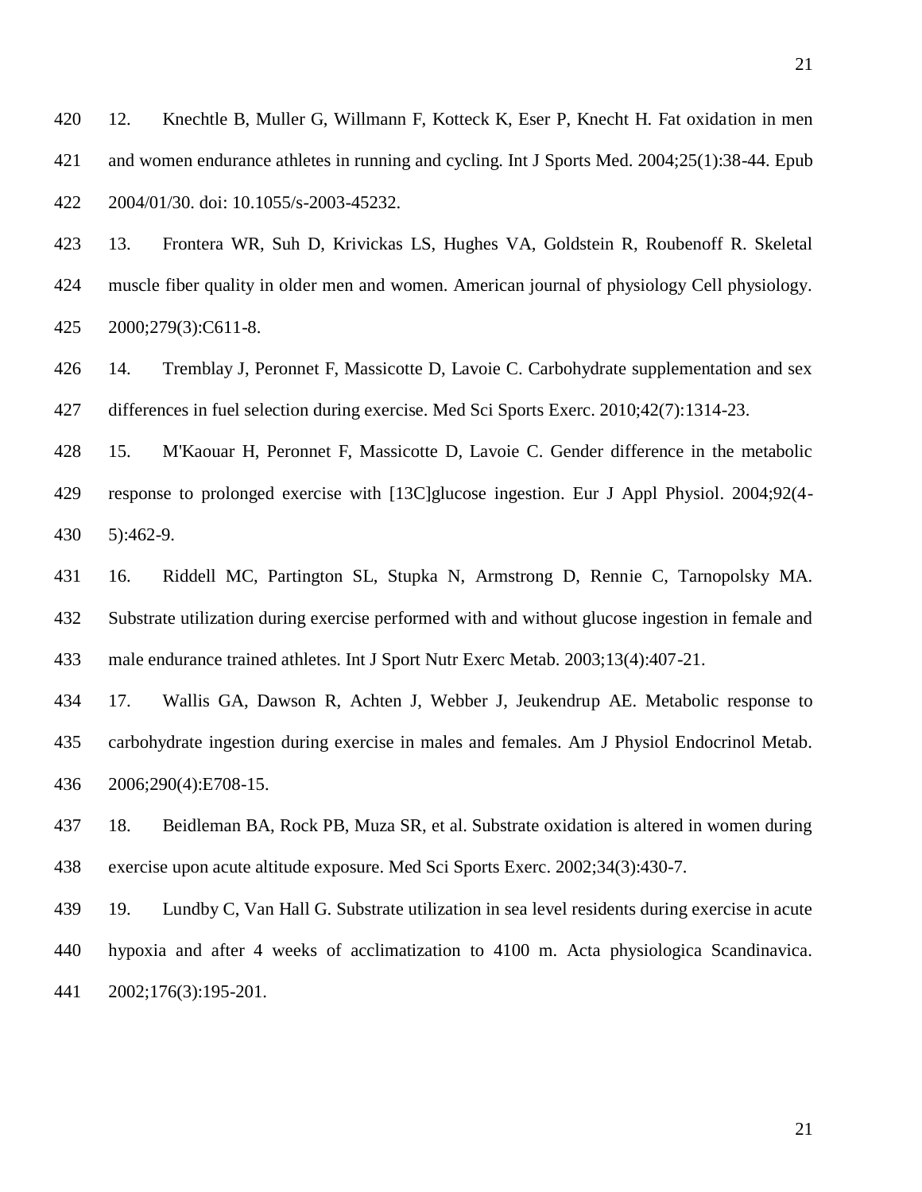12. Knechtle B, Muller G, Willmann F, Kotteck K, Eser P, Knecht H. Fat oxidation in men and women endurance athletes in running and cycling. Int J Sports Med. 2004;25(1):38-44. Epub 2004/01/30. doi: 10.1055/s-2003-45232.

13. Frontera WR, Suh D, Krivickas LS, Hughes VA, Goldstein R, Roubenoff R. Skeletal muscle fiber quality in older men and women. American journal of physiology Cell physiology. 2000;279(3):C611-8.

14. Tremblay J, Peronnet F, Massicotte D, Lavoie C. Carbohydrate supplementation and sex differences in fuel selection during exercise. Med Sci Sports Exerc. 2010;42(7):1314-23.

15. M'Kaouar H, Peronnet F, Massicotte D, Lavoie C. Gender difference in the metabolic response to prolonged exercise with [13C]glucose ingestion. Eur J Appl Physiol. 2004;92(4-5):462-9.

16. Riddell MC, Partington SL, Stupka N, Armstrong D, Rennie C, Tarnopolsky MA. Substrate utilization during exercise performed with and without glucose ingestion in female and male endurance trained athletes. Int J Sport Nutr Exerc Metab. 2003;13(4):407-21.

17. Wallis GA, Dawson R, Achten J, Webber J, Jeukendrup AE. Metabolic response to carbohydrate ingestion during exercise in males and females. Am J Physiol Endocrinol Metab. 2006;290(4):E708-15.

18. Beidleman BA, Rock PB, Muza SR, et al. Substrate oxidation is altered in women during exercise upon acute altitude exposure. Med Sci Sports Exerc. 2002;34(3):430-7.

19. Lundby C, Van Hall G. Substrate utilization in sea level residents during exercise in acute hypoxia and after 4 weeks of acclimatization to 4100 m. Acta physiologica Scandinavica. 2002;176(3):195-201.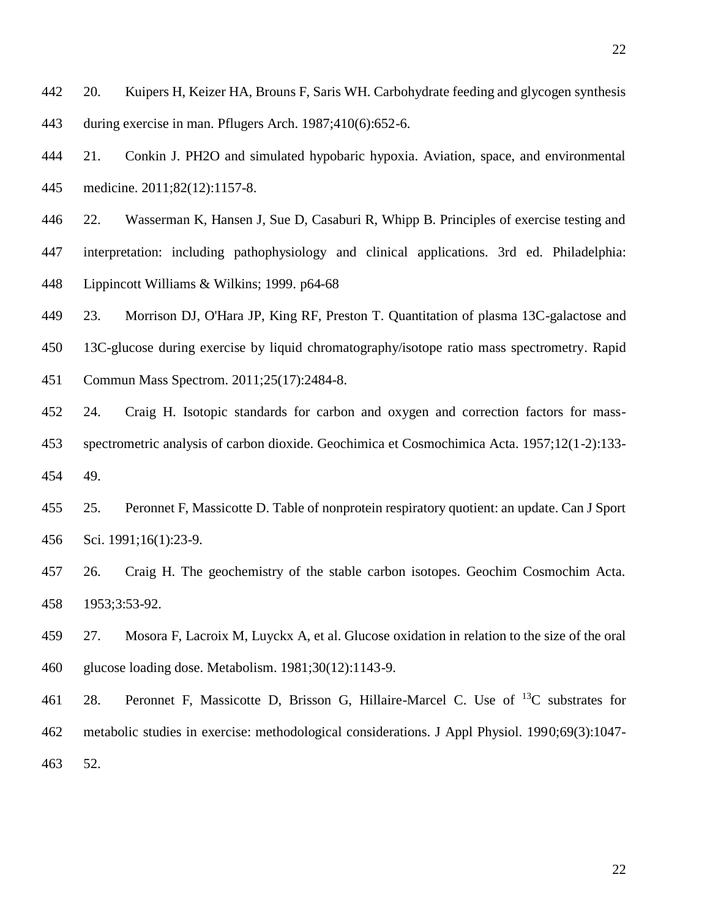20. Kuipers H, Keizer HA, Brouns F, Saris WH. Carbohydrate feeding and glycogen synthesis during exercise in man. Pflugers Arch. 1987;410(6):652-6.

21. Conkin J. PH2O and simulated hypobaric hypoxia. Aviation, space, and environmental medicine. 2011;82(12):1157-8.

22. Wasserman K, Hansen J, Sue D, Casaburi R, Whipp B. Principles of exercise testing and interpretation: including pathophysiology and clinical applications. 3rd ed. Philadelphia: Lippincott Williams & Wilkins; 1999. p64-68

23. Morrison DJ, O'Hara JP, King RF, Preston T. Quantitation of plasma 13C-galactose and 13C-glucose during exercise by liquid chromatography/isotope ratio mass spectrometry. Rapid Commun Mass Spectrom. 2011;25(17):2484-8.

24. Craig H. Isotopic standards for carbon and oxygen and correction factors for mass-spectrometric analysis of carbon dioxide. Geochimica et Cosmochimica Acta. 1957;12(1-2):133-49.

25. Peronnet F, Massicotte D. Table of nonprotein respiratory quotient: an update. Can J Sport Sci. 1991;16(1):23-9.

26. Craig H. The geochemistry of the stable carbon isotopes. Geochim Cosmochim Acta. 1953;3:53-92.

27. Mosora F, Lacroix M, Luyckx A, et al. Glucose oxidation in relation to the size of the oral glucose loading dose. Metabolism. 1981;30(12):1143-9.

28. Peronnet F, Massicotte D, Brisson G, Hillaire-Marcel C. Use of $^{13}C$ substrates for metabolic studies in exercise: methodological considerations. J Appl Physiol. 1990;69(3):1047-52.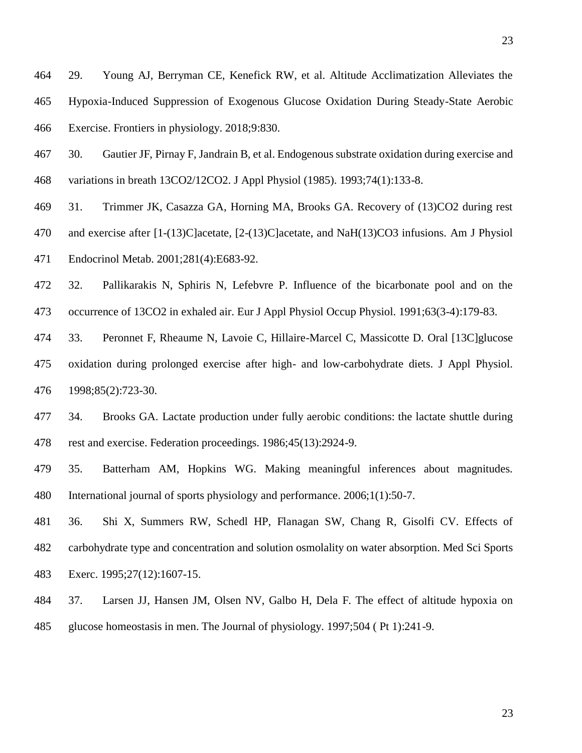29. Young AJ, Berryman CE, Kenefick RW, et al. Altitude Acclimatization Alleviates the Hypoxia-Induced Suppression of Exogenous Glucose Oxidation During Steady-State Aerobic Exercise. Frontiers in physiology. 2018;9:830.

30. Gautier JF, Pirnay F, Jandrain B, et al. Endogenous substrate oxidation during exercise and variations in breath 13CO2/12CO2. J Appl Physiol (1985). 1993;74(1):133-8.

31. Trimmer JK, Casazza GA, Horning MA, Brooks GA. Recovery of (13)CO2 during rest and exercise after [1-(13)C]acetate, [2-(13)C]acetate, and NaH(13)CO3 infusions. Am J Physiol Endocrinol Metab. 2001;281(4):E683-92.

32. Pallikarakis N, Sphiris N, Lefebvre P. Influence of the bicarbonate pool and on the occurrence of 13CO2 in exhaled air. Eur J Appl Physiol Occup Physiol. 1991;63(3-4):179-83.

33. Peronnet F, Rheaume N, Lavoie C, Hillaire-Marcel C, Massicotte D. Oral [13C]glucose oxidation during prolonged exercise after high- and low-carbohydrate diets. J Appl Physiol. 1998;85(2):723-30.

34. Brooks GA. Lactate production under fully aerobic conditions: the lactate shuttle during rest and exercise. Federation proceedings. 1986;45(13):2924-9.

35. Batterham AM, Hopkins WG. Making meaningful inferences about magnitudes. International journal of sports physiology and performance. 2006;1(1):50-7.

36. Shi X, Summers RW, Schedl HP, Flanagan SW, Chang R, Gisolfi CV. Effects of carbohydrate type and concentration and solution osmolality on water absorption. Med Sci Sports Exerc. 1995;27(12):1607-15.

37. Larsen JJ, Hansen JM, Olsen NV, Galbo H, Dela F. The effect of altitude hypoxia on glucose homeostasis in men. The Journal of physiology. 1997;504 ( Pt 1):241-9.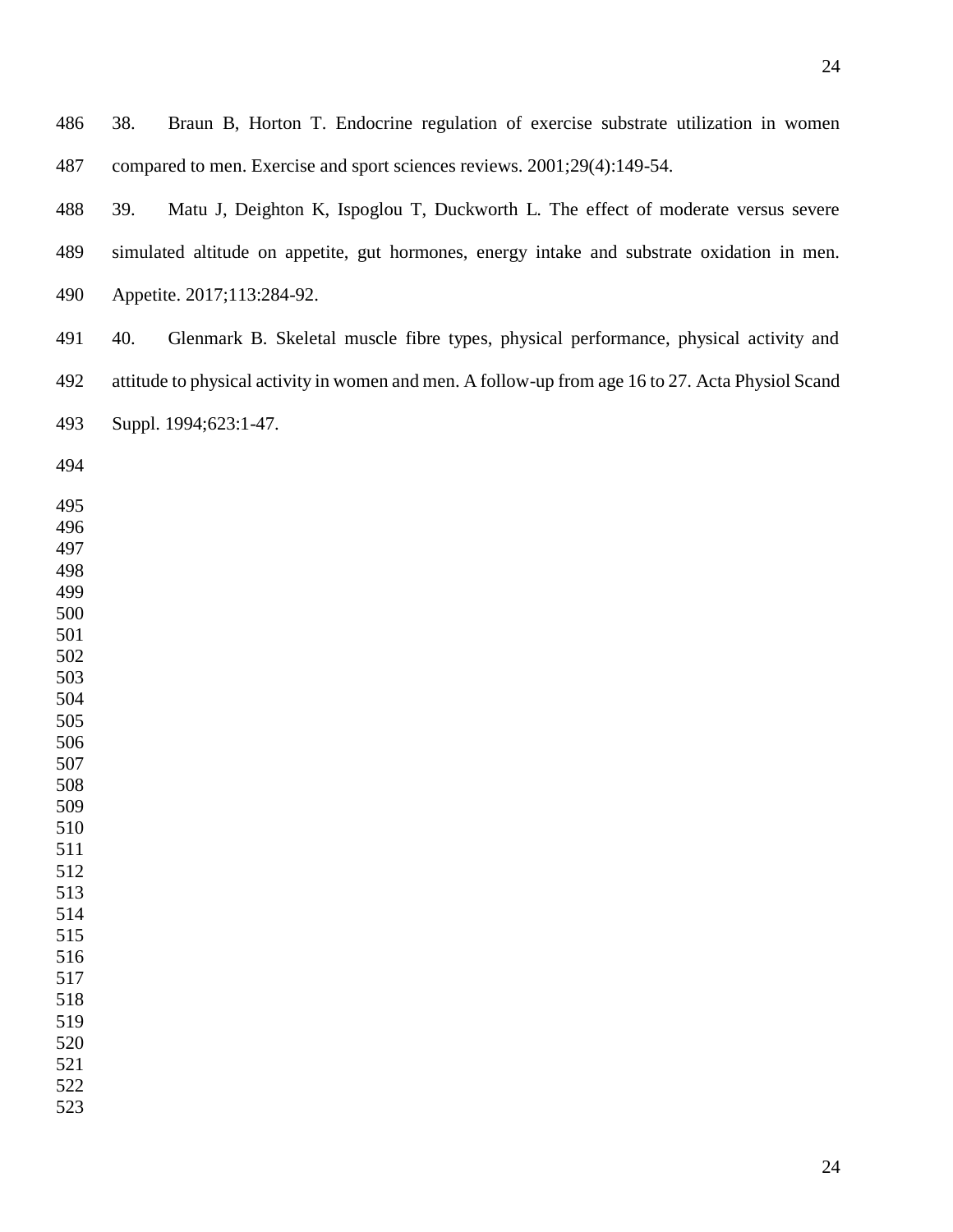38. Braun B, Horton T. Endocrine regulation of exercise substrate utilization in women compared to men. Exercise and sport sciences reviews. 2001;29(4):149-54.

39. Matu J, Deighton K, Ispoglou T, Duckworth L. The effect of moderate versus severe simulated altitude on appetite, gut hormones, energy intake and substrate oxidation in men. Appetite. 2017;113:284-92.

40. Glenmark B. Skeletal muscle fibre types, physical performance, physical activity and attitude to physical activity in women and men. A follow-up from age 16 to 27. Acta Physiol Scand Suppl. 1994;623:1-47.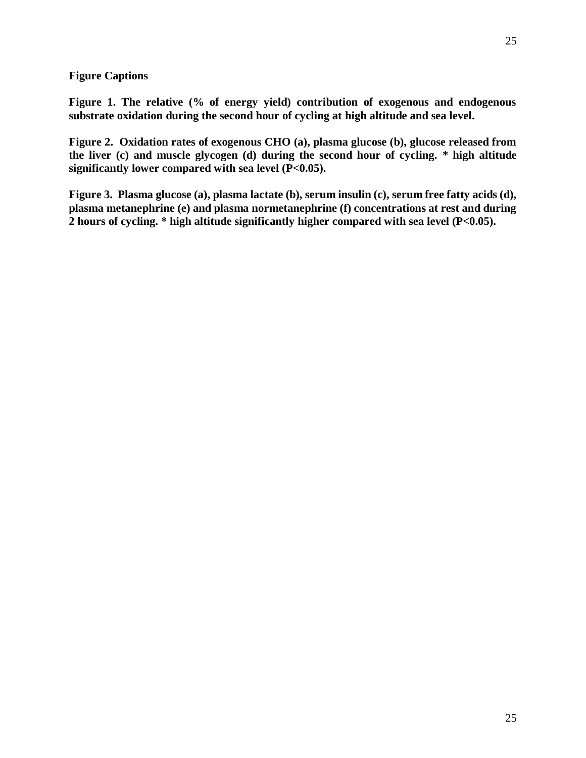**Figure Captions**

**Figure 1. The relative (% of energy yield) contribution of exogenous and endogenous substrate oxidation during the second hour of cycling at high altitude and sea level.**

**Figure 2. Oxidation rates of exogenous CHO (a), plasma glucose (b), glucose released from the liver (c) and muscle glycogen (d) during the second hour of cycling. * high altitude significantly lower compared with sea level ($P<0.05$).**

**Figure 3. Plasma glucose (a), plasma lactate (b), serum insulin (c), serum free fatty acids (d), plasma metanephrine (e) and plasma normetanephrine (f) concentrations at rest and during 2 hours of cycling. * high altitude significantly higher compared with sea level ($P<0.05$).**